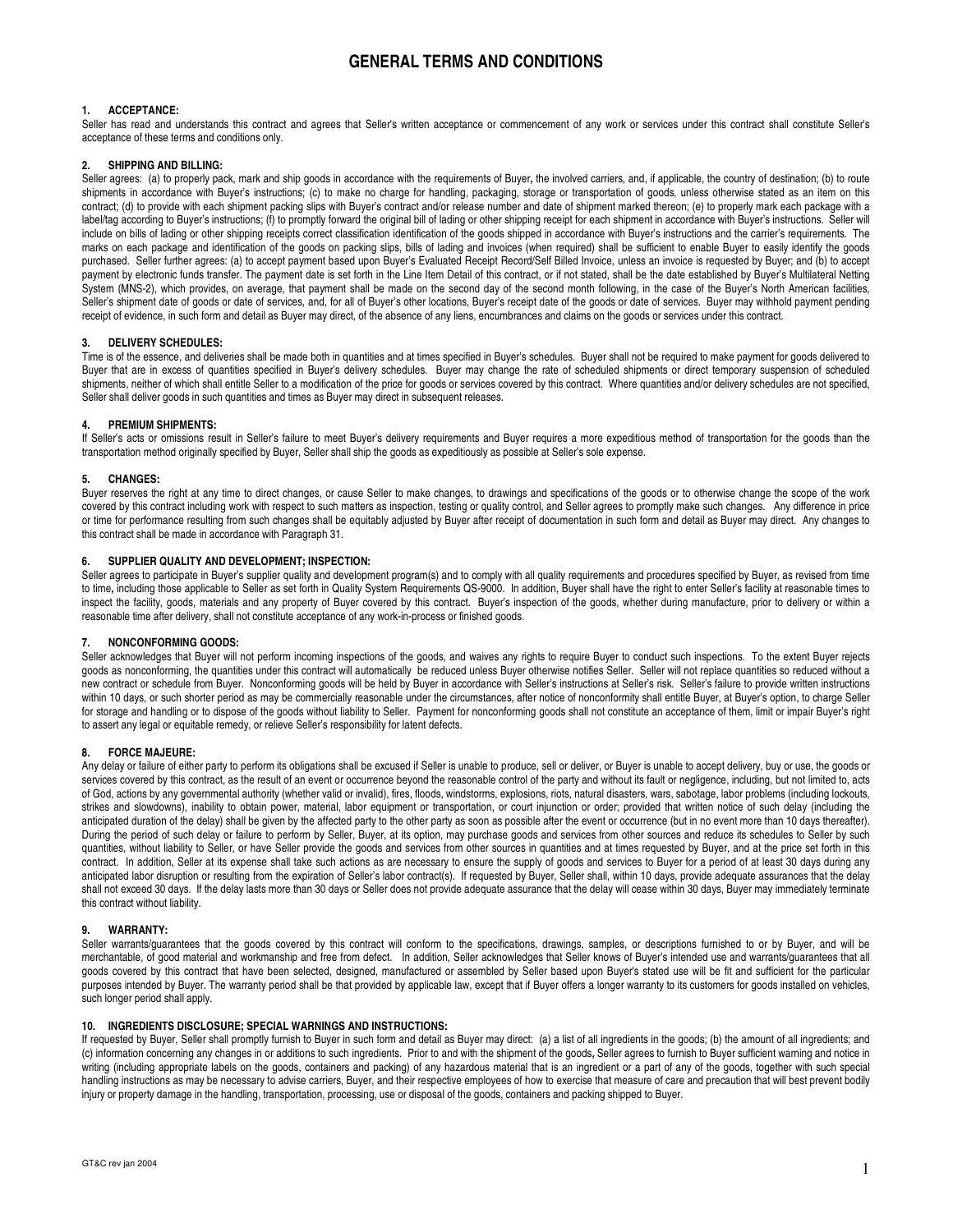# GENERAL TERMS AND CONDITIONS

## 1. ACCEPTANCE:

Seller has read and understands this contract and agrees that Seller's written acceptance or commencement of any work or services under this contract shall constitute Seller's acceptance of these terms and conditions only.

## 2. SHIPPING AND BILLING:

Seller agrees: (a) to properly pack, mark and ship goods in accordance with the requirements of Buyer, the involved carriers, and, if applicable, the country of destination; (b) to route shipments in accordance with Buyer's instructions; (c) to make no charge for handling, packaging, storage or transportation of goods, unless otherwise stated as an item on this contract; (d) to provide with each shipment packing slips with Buyer's contract and/or release number and date of shipment marked thereon; (e) to properly mark each package with a label/tag according to Buyer's instructions; (f) to promptly forward the original bill of lading or other shipping receipt for each shipment in accordance with Buyer's instructions. Seller will include on bills of lading or other shipping receipts correct classification identification of the goods shipped in accordance with Buyer's instructions and the carrier's requirements. The marks on each package and identification of the goods on packing slips, bills of lading and invoices (when required) shall be sufficient to enable Buyer to easily identify the goods purchased. Seller further agrees: (a) to accept payment based upon Buyer's Evaluated Receipt Record/Self Billed Invoice, unless an invoice is requested by Buyer; and (b) to accept payment by electronic funds transfer. The payment date is set forth in the Line Item Detail of this contract, or if not stated, shall be the date established by Buyer's Multilateral Netting System (MNS-2), which provides, on average, that payment shall be made on the second day of the second month following, in the case of the Buyer's North American facilities, Seller's shipment date of goods or date of services, and, for all of Buyer's other locations, Buyer's receipt date of the goods or date of services. Buyer may withhold payment pending receipt of evidence, in such form and detail as Buyer may direct, of the absence of any liens, encumbrances and claims on the goods or services under this contract.

## 3. DELIVERY SCHEDULES:

Time is of the essence, and deliveries shall be made both in quantities and at times specified in Buyer's schedules. Buyer shall not be required to make payment for goods delivered to Buyer that are in excess of quantities specified in Buyer's delivery schedules. Buyer may change the rate of scheduled shipments or direct temporary suspension of scheduled shipments, neither of which shall entitle Seller to a modification of the price for goods or services covered by this contract. Where quantities and/or delivery schedules are not specified, Seller shall deliver goods in such quantities and times as Buyer may direct in subsequent releases.

## 4. PREMIUM SHIPMENTS:

If Seller's acts or omissions result in Seller's failure to meet Buyer's delivery requirements and Buyer requires a more expeditious method of transportation for the goods than the transportation method originally specified by Buyer, Seller shall ship the goods as expeditiously as possible at Seller's sole expense.

## 5. CHANGES:

Buyer reserves the right at any time to direct changes, or cause Seller to make changes, to drawings and specifications of the goods or to otherwise change the scope of the work covered by this contract including work with respect to such matters as inspection, testing or quality control, and Seller agrees to promptly make such changes. Any difference in price or time for performance resulting from such changes shall be equitably adjusted by Buyer after receipt of documentation in such form and detail as Buyer may direct. Any changes to this contract shall be made in accordance with Paragraph 31.

## 6. SUPPLIER QUALITY AND DEVELOPMENT; INSPECTION:

Seller agrees to participate in Buyer's supplier quality and development program(s) and to comply with all quality requirements and procedures specified by Buyer, as revised from time to time, including those applicable to Seller as set forth in Quality System Requirements QS-9000. In addition, Buyer shall have the right to enter Seller's facility at reasonable times to inspect the facility, goods, materials and any property of Buyer covered by this contract. Buyer's inspection of the goods, whether during manufacture, prior to delivery or within a reasonable time after delivery, shall not constitute acceptance of any work-in-process or finished goods.

## 7. NONCONFORMING GOODS:

Seller acknowledges that Buyer will not perform incoming inspections of the goods, and waives any rights to require Buyer to conduct such inspections. To the extent Buyer rejects goods as nonconforming, the quantities under this contract will automatically be reduced unless Buyer otherwise notifies Seller. Seller will not replace quantities so reduced without a new contract or schedule from Buyer. Nonconforming goods will be held by Buyer in accordance with Seller's instructions at Seller's risk. Seller's failure to provide written instructions within 10 days, or such shorter period as may be commercially reasonable under the circumstances, after notice of nonconformity shall entitle Buyer, at Buyer's option, to charge Seller for storage and handling or to dispose of the goods without liability to Seller. Payment for nonconforming goods shall not constitute an acceptance of them, limit or impair Buyer's right to assert any legal or equitable remedy, or relieve Seller's responsibility for latent defects.

## 8. FORCE MAJEURE:

Any delay or failure of either party to perform its obligations shall be excused if Seller is unable to produce, sell or deliver, or Buyer is unable to accept delivery, buy or use, the goods or services covered by this contract, as the result of an event or occurrence beyond the reasonable control of the party and without its fault or negligence, including, but not limited to, acts of God, actions by any governmental authority (whether valid or invalid), fires, floods, windstorms, explosions, riots, natural disasters, wars, sabotage, labor problems (including lockouts, strikes and slowdowns), inability to obtain power, material, labor equipment or transportation, or court injunction or order; provided that written notice of such delay (including the anticipated duration of the delay) shall be given by the affected party to the other party as soon as possible after the event or occurrence (but in no event more than 10 days thereafter). During the period of such delay or failure to perform by Seller, Buyer, at its option, may purchase goods and services from other sources and reduce its schedules to Seller by such quantities, without liability to Seller, or have Seller provide the goods and services from other sources in quantities and at times requested by Buyer, and at the price set forth in this contract. In addition, Seller at its expense shall take such actions as are necessary to ensure the supply of goods and services to Buyer for a period of at least 30 days during any anticipated labor disruption or resulting from the expiration of Seller's labor contract(s). If requested by Buyer, Seller shall, within 10 days, provide adequate assurances that the delay shall not exceed 30 days. If the delay lasts more than 30 days or Seller does not provide adequate assurance that the delay will cease within 30 days, Buyer may immediately terminate this contract without liability.

## 9. WARRANTY:

Seller warrants/guarantees that the goods covered by this contract will conform to the specifications, drawings, samples, or descriptions furnished to or by Buyer, and will be merchantable, of good material and workmanship and free from defect. In addition, Seller acknowledges that Seller knows of Buyer's intended use and warrants/guarantees that all goods covered by this contract that have been selected, designed, manufactured or assembled by Seller based upon Buyer's stated use will be fit and sufficient for the particular purposes intended by Buyer. The warranty period shall be that provided by applicable law, except that if Buyer offers a longer warranty to its customers for goods installed on vehicles, such longer period shall apply.

## 10. INGREDIENTS DISCLOSURE; SPECIAL WARNINGS AND INSTRUCTIONS:

If requested by Buyer, Seller shall promptly furnish to Buyer in such form and detail as Buyer may direct: (a) a list of all ingredients in the goods; (b) the amount of all ingredients; and (c) information concerning any changes in or additions to such ingredients. Prior to and with the shipment of the goods, Seller agrees to furnish to Buyer sufficient warning and notice in writing (including appropriate labels on the goods, containers and packing) of any hazardous material that is an ingredient or a part of any of the goods, together with such special handling instructions as may be necessary to advise carriers, Buyer, and their respective employees of how to exercise that measure of care and precaution that will best prevent bodily injury or property damage in the handling, transportation, processing, use or disposal of the goods, containers and packing shipped to Buyer.

GT&C rev jan 2004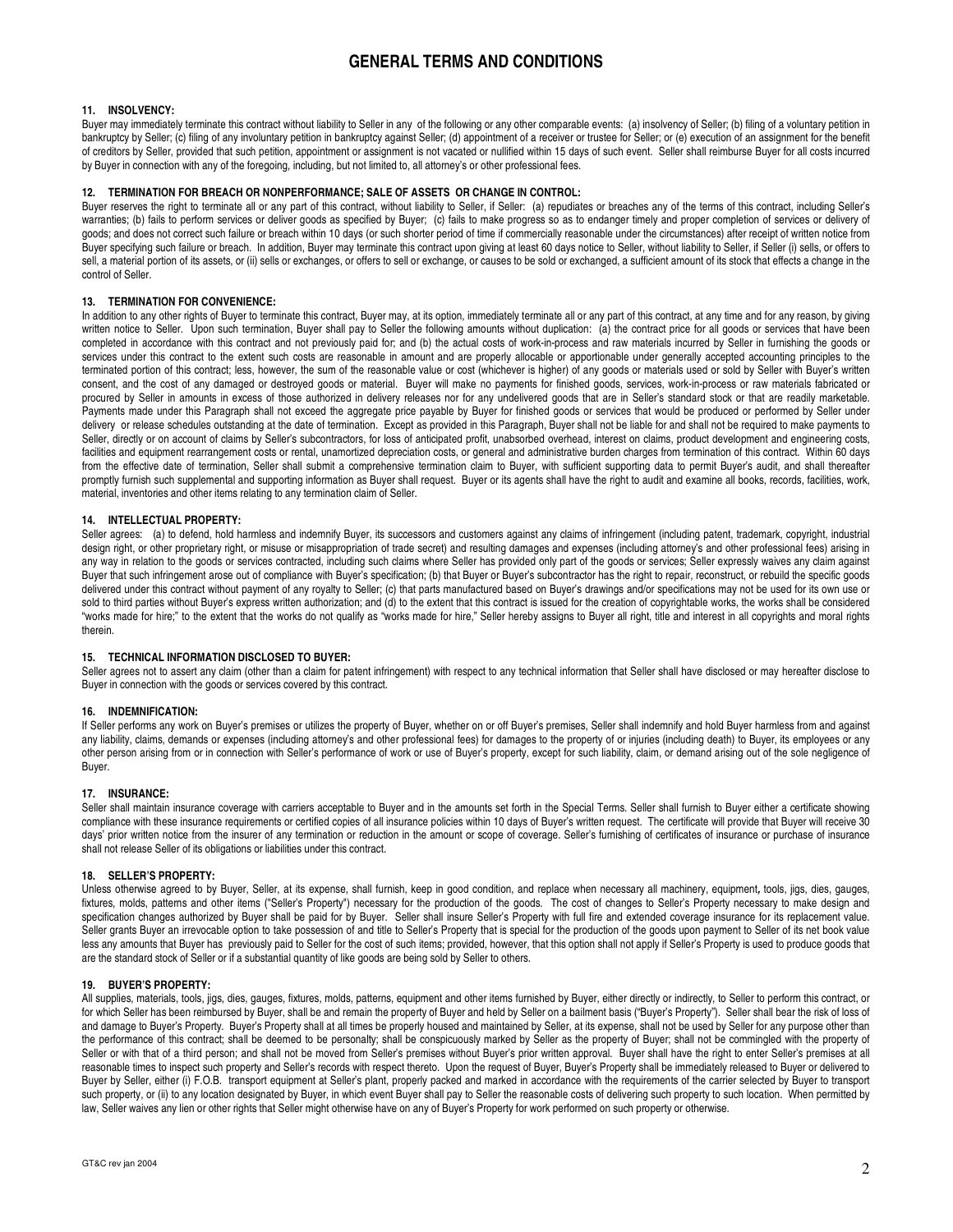# GENERAL TERMS AND CONDITIONS

### 11. INSOLVENCY:

Buyer may immediately terminate this contract without liability to Seller in any of the following or any other comparable events: (a) insolvency of Seller; (b) filing of a voluntary petition in bankruptcy by Seller; (c) filing of any involuntary petition in bankruptcy against Seller; (d) appointment of a receiver or trustee for Seller; or (e) execution of an assignment for the benefit of creditors by Seller, provided that such petition, appointment or assignment is not vacated or nullified within 15 days of such event. Seller shall reimburse Buyer for all costs incurred by Buyer in connection with any of the foregoing, including, but not limited to, all attorney's or other professional fees.

### 12. TERMINATION FOR BREACH OR NONPERFORMANCE; SALE OF ASSETS OR CHANGE IN CONTROL:

Buyer reserves the right to terminate all or any part of this contract, without liability to Seller, if Seller: (a) repudiates or breaches any of the terms of this contract, including Seller's warranties; (b) fails to perform services or deliver goods as specified by Buyer; (c) fails to make progress so as to endanger timely and proper completion of services or delivery of goods; and does not correct such failure or breach within 10 days (or such shorter period of time if commercially reasonable under the circumstances) after receipt of written notice from Buyer specifying such failure or breach. In addition, Buyer may terminate this contract upon giving at least 60 days notice to Seller, without liability to Seller, if Seller (i) sells, or offers to sell, a material portion of its assets, or (ii) sells or exchanges, or offers to sell or exchange, or causes to be sold or exchanged, a sufficient amount of its stock that effects a change in the control of Seller.

### 13. TERMINATION FOR CONVENIENCE:

In addition to any other rights of Buyer to terminate this contract, Buyer may, at its option, immediately terminate all or any part of this contract, at any time and for any reason, by giving written notice to Seller. Upon such termination, Buyer shall pay to Seller the following amounts without duplication: (a) the contract price for all goods or services that have been completed in accordance with this contract and not previously paid for; and (b) the actual costs of work-in-process and raw materials incurred by Seller in furnishing the goods or services under this contract to the extent such costs are reasonable in amount and are properly allocable or apportionable under generally accepted accounting principles to the terminated portion of this contract; less, however, the sum of the reasonable value or cost (whichever is higher) of any goods or materials used or sold by Seller with Buyer's written consent, and the cost of any damaged or destroyed goods or material. Buyer will make no payments for finished goods, services, work-in-process or raw materials fabricated or procured by Seller in amounts in excess of those authorized in delivery releases nor for any undelivered goods that are in Seller's standard stock or that are readily marketable. Payments made under this Paragraph shall not exceed the aggregate price payable by Buyer for finished goods or services that would be produced or performed by Seller under delivery or release schedules outstanding at the date of termination. Except as provided in this Paragraph, Buyer shall not be liable for and shall not be required to make payments to Seller, directly or on account of claims by Seller's subcontractors, for loss of anticipated profit, unabsorbed overhead, interest on claims, product development and engineering costs, facilities and equipment rearrangement costs or rental, unamortized depreciation costs, or general and administrative burden charges from termination of this contract. Within 60 days from the effective date of termination, Seller shall submit a comprehensive termination claim to Buyer, with sufficient supporting data to permit Buyer's audit, and shall thereafter promptly furnish such supplemental and supporting information as Buyer shall request. Buyer or its agents shall have the right to audit and examine all books, records, facilities, work, material, inventories and other items relating to any termination claim of Seller.

### 14. INTELLECTUAL PROPERTY:

Seller agrees: (a) to defend, hold harmless and indemnify Buyer, its successors and customers against any claims of infringement (including patent, trademark, copyright, industrial design right, or other proprietary right, or misuse or misappropriation of trade secret) and resulting damages and expenses (including attorney's and other professional fees) arising in any way in relation to the goods or services contracted, including such claims where Seller has provided only part of the goods or services; Seller expressly waives any claim against Buyer that such infringement arose out of compliance with Buyer's specification; (b) that Buyer or Buyer's subcontractor has the right to repair, reconstruct, or rebuild the specific goods delivered under this contract without payment of any royalty to Seller; (c) that parts manufactured based on Buyer's drawings and/or specifications may not be used for its own use or sold to third parties without Buyer's express written authorization; and (d) to the extent that this contract is issued for the creation of copyrightable works, the works shall be considered "works made for hire;" to the extent that the works do not qualify as "works made for hire," Seller hereby assigns to Buyer all right, title and interest in all copyrights and moral rights therein.

### 15. TECHNICAL INFORMATION DISCLOSED TO BUYER:

Seller agrees not to assert any claim (other than a claim for patent infringement) with respect to any technical information that Seller shall have disclosed or may hereafter disclose to Buyer in connection with the goods or services covered by this contract.

### 16. INDEMNIFICATION:

If Seller performs any work on Buyer's premises or utilizes the property of Buyer, whether on or off Buyer's premises, Seller shall indemnify and hold Buyer harmless from and against any liability, claims, demands or expenses (including attorney's and other professional fees) for damages to the property of or injuries (including death) to Buyer, its employees or any other person arising from or in connection with Seller's performance of work or use of Buyer's property, except for such liability, claim, or demand arising out of the sole negligence of Buyer.

### 17. INSURANCE:

Seller shall maintain insurance coverage with carriers acceptable to Buyer and in the amounts set forth in the Special Terms. Seller shall furnish to Buyer either a certificate showing compliance with these insurance requirements or certified copies of all insurance policies within 10 days of Buyer's written request. The certificate will provide that Buyer will receive 30 days' prior written notice from the insurer of any termination or reduction in the amount or scope of coverage. Seller's furnishing of certificates of insurance or purchase of insurance shall not release Seller of its obligations or liabilities under this contract.

### 18. SELLER'S PROPERTY:

Unless otherwise agreed to by Buyer, Seller, at its expense, shall furnish, keep in good condition, and replace when necessary all machinery, equipment, tools, jigs, dies, gauges, fixtures, molds, patterns and other items ("Seller's Property") necessary for the production of the goods. The cost of changes to Seller's Property necessary to make design and specification changes authorized by Buyer shall be paid for by Buyer. Seller shall insure Seller's Property with full fire and extended coverage insurance for its replacement value. Seller grants Buyer an irrevocable option to take possession of and title to Seller's Property that is special for the production of the goods upon payment to Seller of its net book value less any amounts that Buyer has previously paid to Seller for the cost of such items; provided, however, that this option shall not apply if Seller's Property is used to produce goods that are the standard stock of Seller or if a substantial quantity of like goods are being sold by Seller to others.

### 19. BUYER'S PROPERTY:

All supplies, materials, tools, jigs, dies, gauges, fixtures, molds, patterns, equipment and other items furnished by Buyer, either directly or indirectly, to Seller to perform this contract, or for which Seller has been reimbursed by Buyer, shall be and remain the property of Buyer and held by Seller on a bailment basis ("Buyer's Property"). Seller shall bear the risk of loss of and damage to Buyer's Property. Buyer's Property shall at all times be properly housed and maintained by Seller, at its expense, shall not be used by Seller for any purpose other than the performance of this contract; shall be deemed to be personalty; shall be conspicuously marked by Seller as the property of Buyer; shall not be commingled with the property of Seller or with that of a third person; and shall not be moved from Seller's premises without Buyer's prior written approval. Buyer shall have the right to enter Seller's premises at all reasonable times to inspect such property and Seller's records with respect thereto. Upon the request of Buyer, Buyer's Property shall be immediately released to Buyer or delivered to Buyer by Seller, either (i) F.O.B. transport equipment at Seller's plant, properly packed and marked in accordance with the requirements of the carrier selected by Buyer to transport such property, or (ii) to any location designated by Buyer, in which event Buyer shall pay to Seller the reasonable costs of delivering such property to such location. When permitted by law, Seller waives any lien or other rights that Seller might otherwise have on any of Buyer's Property for work performed on such property or otherwise.

GT&C rev jan 2004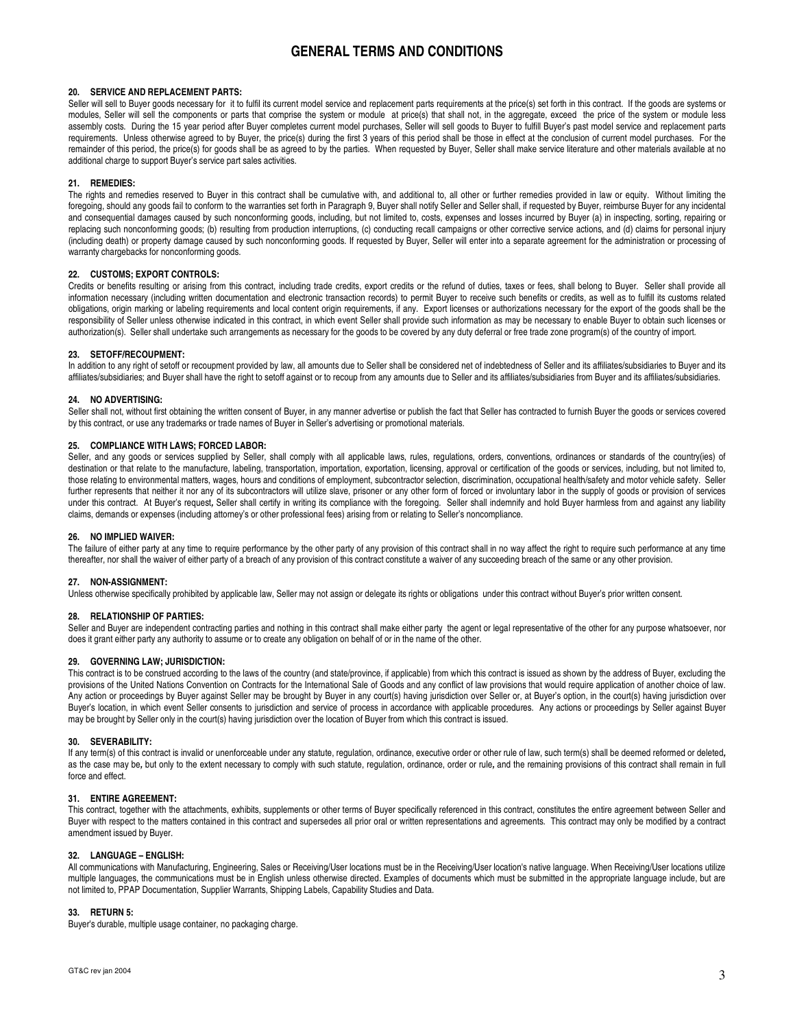# GENERAL TERMS AND CONDITIONS

**20. SERVICE AND REPLACEMENT PARTS:**
Seller will sell to Buyer goods necessary for it to fulfil its current model service and replacement parts requirements at the price(s) set forth in this contract. If the goods are systems or modules, Seller will sell the components or parts that comprise the system or module at price(s) that shall not, in the aggregate, exceed the price of the system or module less assembly costs. During the 15 year period after Buyer completes current model purchases, Seller will sell goods to Buyer to fulfill Buyer's past model service and replacement parts requirements. Unless otherwise agreed to by Buyer, the price(s) during the first 3 years of this period shall be those in effect at the conclusion of current model purchases. For the remainder of this period, the price(s) for goods shall be as agreed to by the parties. When requested by Buyer, Seller shall make service literature and other materials available at no additional charge to support Buyer's service part sales activities.

**21. REMEDIES:**
The rights and remedies reserved to Buyer in this contract shall be cumulative with, and additional to, all other or further remedies provided in law or equity. Without limiting the foregoing, should any goods fail to conform to the warranties set forth in Paragraph 9, Buyer shall notify Seller and Seller shall, if requested by Buyer, reimburse Buyer for any incidental and consequential damages caused by such nonconforming goods, including, but not limited to, costs, expenses and losses incurred by Buyer (a) in inspecting, sorting, repairing or replacing such nonconforming goods; (b) resulting from production interruptions, (c) conducting recall campaigns or other corrective service actions, and (d) claims for personal injury (including death) or property damage caused by such nonconforming goods. If requested by Buyer, Seller will enter into a separate agreement for the administration or processing of warranty chargebacks for nonconforming goods.

**22. CUSTOMS; EXPORT CONTROLS:**
Credits or benefits resulting or arising from this contract, including trade credits, export credits or the refund of duties, taxes or fees, shall belong to Buyer. Seller shall provide all information necessary (including written documentation and electronic transaction records) to permit Buyer to receive such benefits or credits, as well as to fulfill its customs related obligations, origin marking or labeling requirements and local content origin requirements, if any. Export licenses or authorizations necessary for the export of the goods shall be the responsibility of Seller unless otherwise indicated in this contract, in which event Seller shall provide such information as may be necessary to enable Buyer to obtain such licenses or authorization(s). Seller shall undertake such arrangements as necessary for the goods to be covered by any duty deferral or free trade zone program(s) of the country of import.

**23. SETOFF/RECOUPMENT:**
In addition to any right of setoff or recoupment provided by law, all amounts due to Seller shall be considered net of indebtedness of Seller and its affiliates/subsidiaries to Buyer and its affiliates/subsidiaries; and Buyer shall have the right to setoff against or to recoup from any amounts due to Seller and its affiliates/subsidiaries from Buyer and its affiliates/subsidiaries.

**24. NO ADVERTISING:**
Seller shall not, without first obtaining the written consent of Buyer, in any manner advertise or publish the fact that Seller has contracted to furnish Buyer the goods or services covered by this contract, or use any trademarks or trade names of Buyer in Seller's advertising or promotional materials.

**25. COMPLIANCE WITH LAWS; FORCED LABOR:**
Seller, and any goods or services supplied by Seller, shall comply with all applicable laws, rules, regulations, orders, conventions, ordinances or standards of the country(ies) of destination or that relate to the manufacture, labeling, transportation, importation, exportation, licensing, approval or certification of the goods or services, including, but not limited to, those relating to environmental matters, wages, hours and conditions of employment, subcontractor selection, discrimination, occupational health/safety and motor vehicle safety. Seller further represents that neither it nor any of its subcontractors will utilize slave, prisoner or any other form of forced or involuntary labor in the supply of goods or provision of services under this contract. At Buyer's request, Seller shall certify in writing its compliance with the foregoing. Seller shall indemnify and hold Buyer harmless from and against any liability claims, demands or expenses (including attorney's or other professional fees) arising from or relating to Seller's noncompliance.

**26. NO IMPLIED WAIVER:**
The failure of either party at any time to require performance by the other party of any provision of this contract shall in no way affect the right to require such performance at any time thereafter, nor shall the waiver of either party of a breach of any provision of this contract constitute a waiver of any succeeding breach of the same or any other provision.

**27. NON-ASSIGNMENT:**
Unless otherwise specifically prohibited by applicable law, Seller may not assign or delegate its rights or obligations under this contract without Buyer's prior written consent.

**28. RELATIONSHIP OF PARTIES:**
Seller and Buyer are independent contracting parties and nothing in this contract shall make either party the agent or legal representative of the other for any purpose whatsoever, nor does it grant either party any authority to assume or to create any obligation on behalf of or in the name of the other.

**29. GOVERNING LAW; JURISDICTION:**
This contract is to be construed according to the laws of the country (and state/province, if applicable) from which this contract is issued as shown by the address of Buyer, excluding the provisions of the United Nations Convention on Contracts for the International Sale of Goods and any conflict of law provisions that would require application of another choice of law. Any action or proceedings by Buyer against Seller may be brought by Buyer in any court(s) having jurisdiction over Seller or, at Buyer's option, in the court(s) having jurisdiction over Buyer's location, in which event Seller consents to jurisdiction and service of process in accordance with applicable procedures. Any actions or proceedings by Seller against Buyer may be brought by Seller only in the court(s) having jurisdiction over the location of Buyer from which this contract is issued.

**30. SEVERABILITY:**
If any term(s) of this contract is invalid or unenforceable under any statute, regulation, ordinance, executive order or other rule of law, such term(s) shall be deemed reformed or deleted, as the case may be, but only to the extent necessary to comply with such statute, regulation, ordinance, order or rule, and the remaining provisions of this contract shall remain in full force and effect.

**31. ENTIRE AGREEMENT:**
This contract, together with the attachments, exhibits, supplements or other terms of Buyer specifically referenced in this contract, constitutes the entire agreement between Seller and Buyer with respect to the matters contained in this contract and supersedes all prior oral or written representations and agreements. This contract may only be modified by a contract amendment issued by Buyer.

**32. LANGUAGE – ENGLISH:**
All communications with Manufacturing, Engineering, Sales or Receiving/User locations must be in the Receiving/User location's native language. When Receiving/User locations utilize multiple languages, the communications must be in English unless otherwise directed. Examples of documents which must be submitted in the appropriate language include, but are not limited to, PPAP Documentation, Supplier Warrants, Shipping Labels, Capability Studies and Data.

**33. RETURN 5:**
Buyer's durable, multiple usage container, no packaging charge.

GT&C rev jan 2004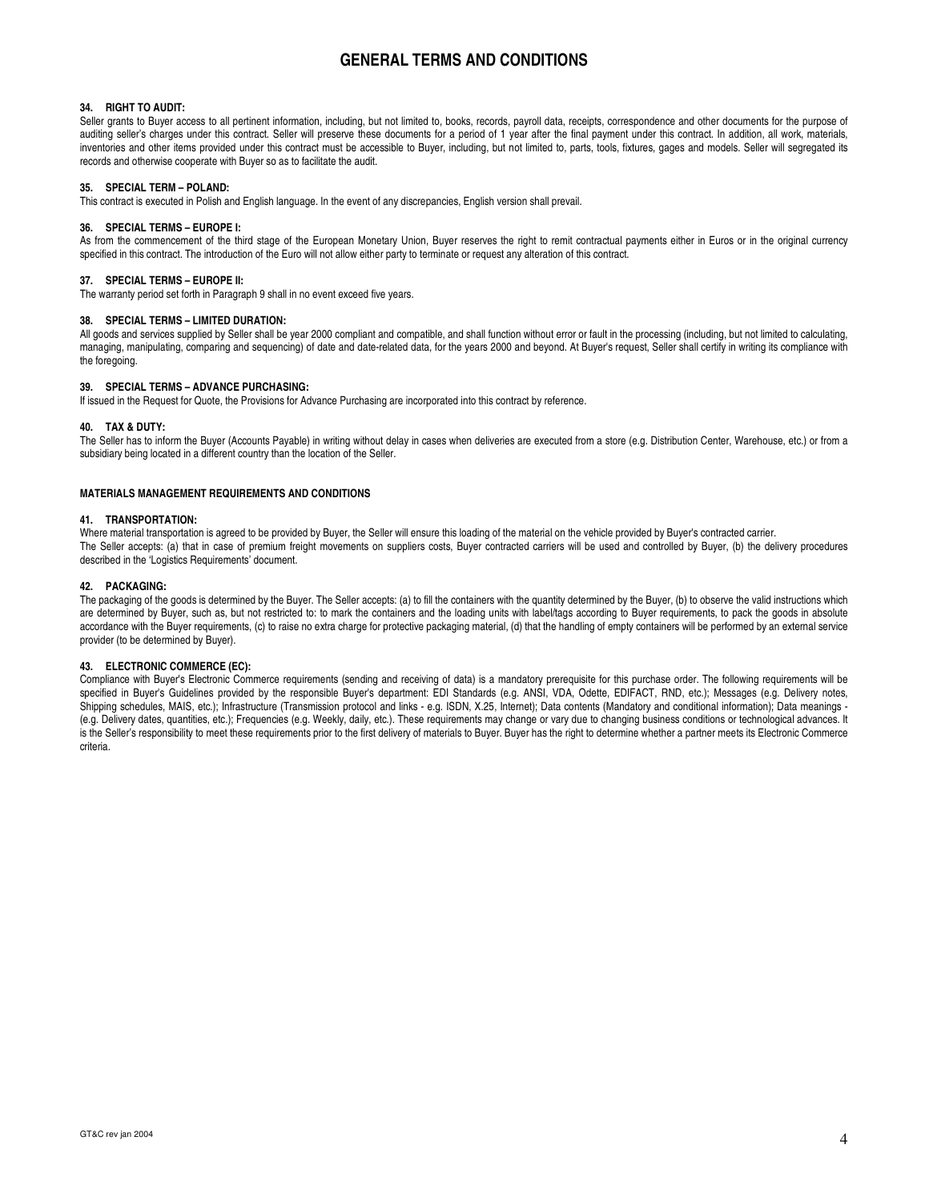# GENERAL TERMS AND CONDITIONS

**34. RIGHT TO AUDIT:**

Seller grants to Buyer access to all pertinent information, including, but not limited to, books, records, payroll data, receipts, correspondence and other documents for the purpose of auditing seller's charges under this contract. Seller will preserve these documents for a period of 1 year after the final payment under this contract. In addition, all work, materials, inventories and other items provided under this contract must be accessible to Buyer, including, but not limited to, parts, tools, fixtures, gages and models. Seller will segregated its records and otherwise cooperate with Buyer so as to facilitate the audit.

**35. SPECIAL TERM – POLAND:**

This contract is executed in Polish and English language. In the event of any discrepancies, English version shall prevail.

**36. SPECIAL TERMS – EUROPE I:**

As from the commencement of the third stage of the European Monetary Union, Buyer reserves the right to remit contractual payments either in Euros or in the original currency specified in this contract. The introduction of the Euro will not allow either party to terminate or request any alteration of this contract.

**37. SPECIAL TERMS – EUROPE II:**

The warranty period set forth in Paragraph 9 shall in no event exceed five years.

**38. SPECIAL TERMS – LIMITED DURATION:**

All goods and services supplied by Seller shall be year 2000 compliant and compatible, and shall function without error or fault in the processing (including, but not limited to calculating, managing, manipulating, comparing and sequencing) of date and date-related data, for the years 2000 and beyond. At Buyer's request, Seller shall certify in writing its compliance with the foregoing.

**39. SPECIAL TERMS – ADVANCE PURCHASING:**

If issued in the Request for Quote, the Provisions for Advance Purchasing are incorporated into this contract by reference.

**40. TAX & DUTY:**

The Seller has to inform the Buyer (Accounts Payable) in writing without delay in cases when deliveries are executed from a store (e.g. Distribution Center, Warehouse, etc.) or from a subsidiary being located in a different country than the location of the Seller.

**MATERIALS MANAGEMENT REQUIREMENTS AND CONDITIONS**

**41. TRANSPORTATION:**

Where material transportation is agreed to be provided by Buyer, the Seller will ensure this loading of the material on the vehicle provided by Buyer's contracted carrier.
The Seller accepts: (a) that in case of premium freight movements on suppliers costs, Buyer contracted carriers will be used and controlled by Buyer, (b) the delivery procedures described in the 'Logistics Requirements' document.

**42. PACKAGING:**

The packaging of the goods is determined by the Buyer. The Seller accepts: (a) to fill the containers with the quantity determined by the Buyer, (b) to observe the valid instructions which are determined by Buyer, such as, but not restricted to: to mark the containers and the loading units with label/tags according to Buyer requirements, to pack the goods in absolute accordance with the Buyer requirements, (c) to raise no extra charge for protective packaging material, (d) that the handling of empty containers will be performed by an external service provider (to be determined by Buyer).

**43. ELECTRONIC COMMERCE (EC):**

Compliance with Buyer's Electronic Commerce requirements (sending and receiving of data) is a mandatory prerequisite for this purchase order. The following requirements will be specified in Buyer's Guidelines provided by the responsible Buyer's department: EDI Standards (e.g. ANSI, VDA, Odette, EDIFACT, RND, etc.); Messages (e.g. Delivery notes, Shipping schedules, MAIS, etc.); Infrastructure (Transmission protocol and links - e.g. ISDN, X.25, Internet); Data contents (Mandatory and conditional information); Data meanings - (e.g. Delivery dates, quantities, etc.); Frequencies (e.g. Weekly, daily, etc.). These requirements may change or vary due to changing business conditions or technological advances. It is the Seller's responsibility to meet these requirements prior to the first delivery of materials to Buyer. Buyer has the right to determine whether a partner meets its Electronic Commerce criteria.